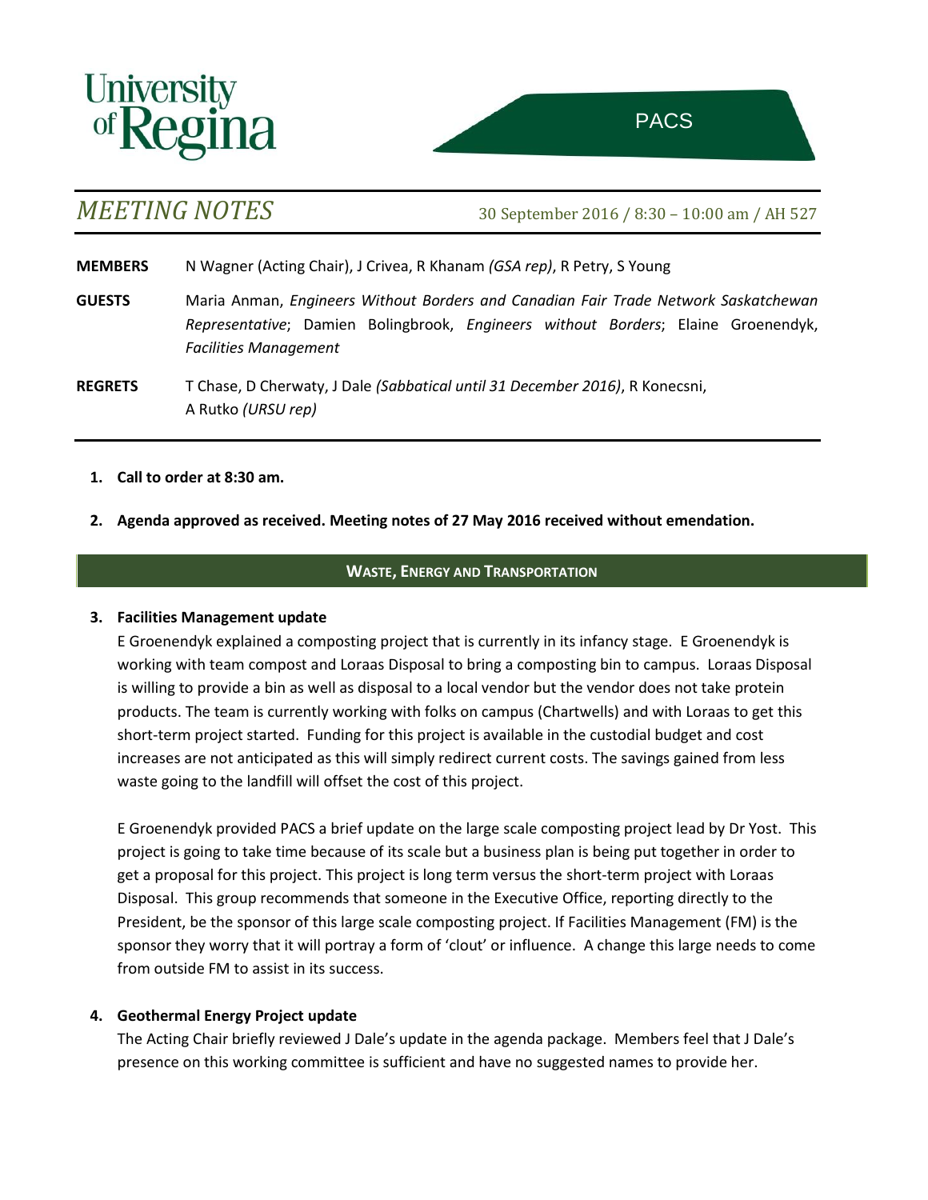University of Regina

PACS

# *MEETING NOTES*

30 September 2016 / 8:30 – 10:00 am / AH 527

**MEMBERS** N Wagner (Acting Chair), J Crivea, R Khanam *(GSA rep)*, R Petry, S Young

**GUESTS** Maria Anman, *Engineers Without Borders and Canadian Fair Trade Network Saskatchewan Representative*; Damien Bolingbrook, *Engineers without Borders*; Elaine Groenendyk, *Facilities Management*

**REGRETS** T Chase, D Cherwaty, J Dale *(Sabbatical until 31 December 2016)*, R Konecsni, A Rutko *(URSU rep)*

1. **Call to order at 8:30 am.**

2. **Agenda approved as received. Meeting notes of 27 May 2016 received without emendation.**

## WASTE, ENERGY AND TRANSPORTATION

3. **Facilities Management update**

   E Groenendyk explained a composting project that is currently in its infancy stage. E Groenendyk is working with team compost and Loraas Disposal to bring a composting bin to campus. Loraas Disposal is willing to provide a bin as well as disposal to a local vendor but the vendor does not take protein products. The team is currently working with folks on campus (Chartwells) and with Loraas to get this short-term project started. Funding for this project is available in the custodial budget and cost increases are not anticipated as this will simply redirect current costs. The savings gained from less waste going to the landfill will offset the cost of this project.

   E Groenendyk provided PACS a brief update on the large scale composting project lead by Dr Yost. This project is going to take time because of its scale but a business plan is being put together in order to get a proposal for this project. This project is long term versus the short-term project with Loraas Disposal. This group recommends that someone in the Executive Office, reporting directly to the President, be the sponsor of this large scale composting project. If Facilities Management (FM) is the sponsor they worry that it will portray a form of 'clout' or influence. A change this large needs to come from outside FM to assist in its success.

4. **Geothermal Energy Project update**

   The Acting Chair briefly reviewed J Dale's update in the agenda package. Members feel that J Dale's presence on this working committee is sufficient and have no suggested names to provide her.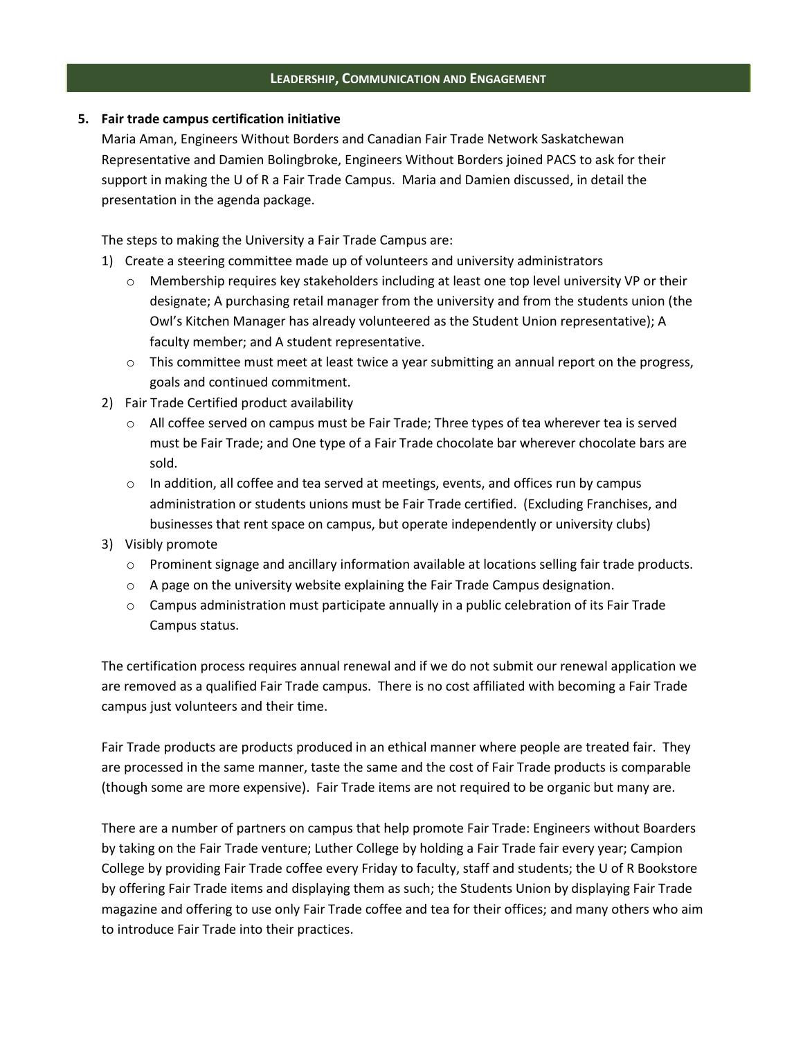## Leadership, Communication and Engagement

**5. Fair trade campus certification initiative**

Maria Aman, Engineers Without Borders and Canadian Fair Trade Network Saskatchewan Representative and Damien Bolingbroke, Engineers Without Borders joined PACS to ask for their support in making the U of R a Fair Trade Campus. Maria and Damien discussed, in detail the presentation in the agenda package.

The steps to making the University a Fair Trade Campus are:

1) Create a steering committee made up of volunteers and university administrators
   - Membership requires key stakeholders including at least one top level university VP or their designate; A purchasing retail manager from the university and from the students union (the Owl's Kitchen Manager has already volunteered as the Student Union representative); A faculty member; and A student representative.
   - This committee must meet at least twice a year submitting an annual report on the progress, goals and continued commitment.
2) Fair Trade Certified product availability
   - All coffee served on campus must be Fair Trade; Three types of tea wherever tea is served must be Fair Trade; and One type of a Fair Trade chocolate bar wherever chocolate bars are sold.
   - In addition, all coffee and tea served at meetings, events, and offices run by campus administration or students unions must be Fair Trade certified. (Excluding Franchises, and businesses that rent space on campus, but operate independently or university clubs)
3) Visibly promote
   - Prominent signage and ancillary information available at locations selling fair trade products.
   - A page on the university website explaining the Fair Trade Campus designation.
   - Campus administration must participate annually in a public celebration of its Fair Trade Campus status.

The certification process requires annual renewal and if we do not submit our renewal application we are removed as a qualified Fair Trade campus. There is no cost affiliated with becoming a Fair Trade campus just volunteers and their time.

Fair Trade products are products produced in an ethical manner where people are treated fair. They are processed in the same manner, taste the same and the cost of Fair Trade products is comparable (though some are more expensive). Fair Trade items are not required to be organic but many are.

There are a number of partners on campus that help promote Fair Trade: Engineers without Boarders by taking on the Fair Trade venture; Luther College by holding a Fair Trade fair every year; Campion College by providing Fair Trade coffee every Friday to faculty, staff and students; the U of R Bookstore by offering Fair Trade items and displaying them as such; the Students Union by displaying Fair Trade magazine and offering to use only Fair Trade coffee and tea for their offices; and many others who aim to introduce Fair Trade into their practices.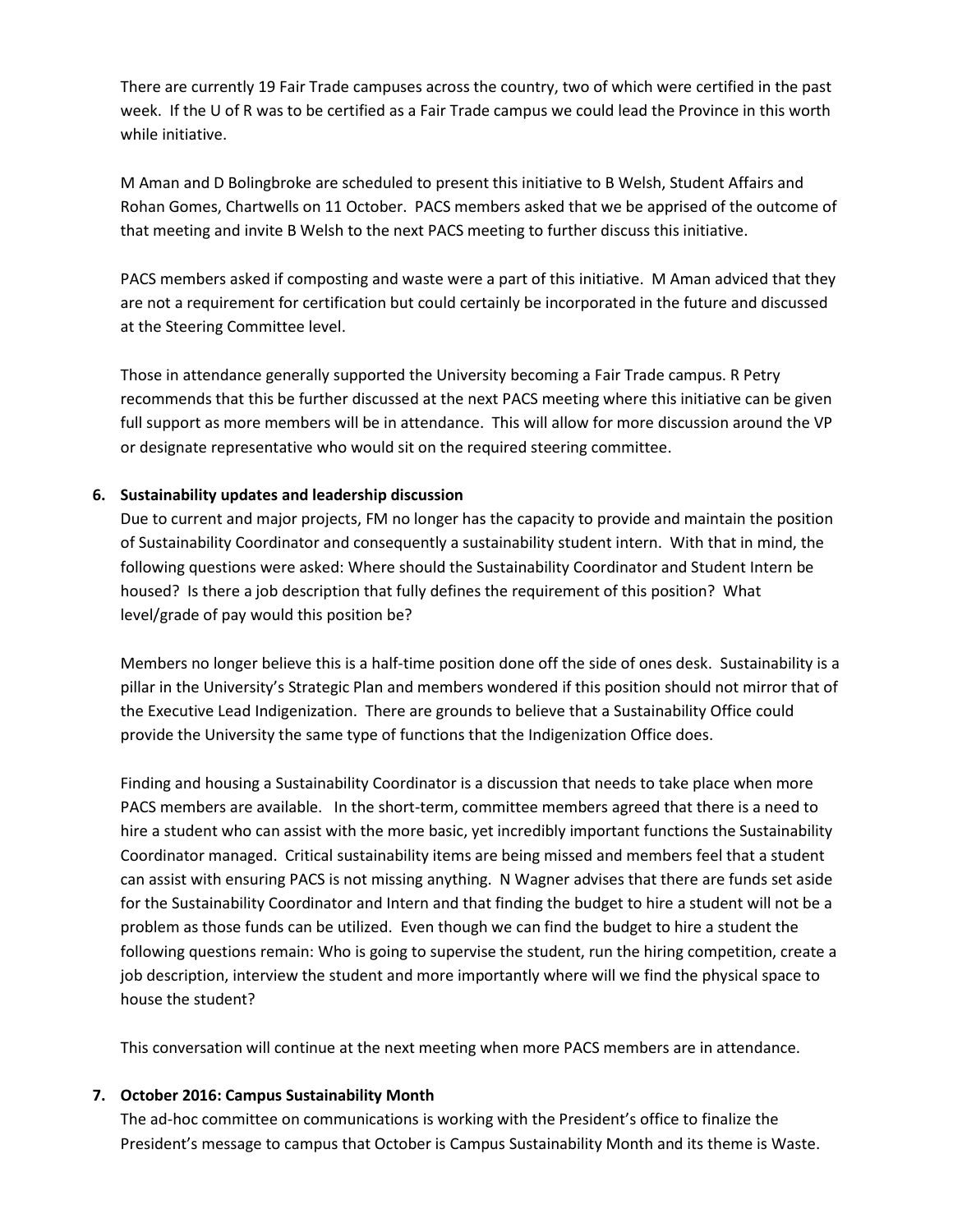There are currently 19 Fair Trade campuses across the country, two of which were certified in the past week. If the U of R was to be certified as a Fair Trade campus we could lead the Province in this worth while initiative.

M Aman and D Bolingbroke are scheduled to present this initiative to B Welsh, Student Affairs and Rohan Gomes, Chartwells on 11 October. PACS members asked that we be apprised of the outcome of that meeting and invite B Welsh to the next PACS meeting to further discuss this initiative.

PACS members asked if composting and waste were a part of this initiative. M Aman adviced that they are not a requirement for certification but could certainly be incorporated in the future and discussed at the Steering Committee level.

Those in attendance generally supported the University becoming a Fair Trade campus. R Petry recommends that this be further discussed at the next PACS meeting where this initiative can be given full support as more members will be in attendance. This will allow for more discussion around the VP or designate representative who would sit on the required steering committee.

**6. Sustainability updates and leadership discussion**

Due to current and major projects, FM no longer has the capacity to provide and maintain the position of Sustainability Coordinator and consequently a sustainability student intern. With that in mind, the following questions were asked: Where should the Sustainability Coordinator and Student Intern be housed? Is there a job description that fully defines the requirement of this position? What level/grade of pay would this position be?

Members no longer believe this is a half-time position done off the side of ones desk. Sustainability is a pillar in the University's Strategic Plan and members wondered if this position should not mirror that of the Executive Lead Indigenization. There are grounds to believe that a Sustainability Office could provide the University the same type of functions that the Indigenization Office does.

Finding and housing a Sustainability Coordinator is a discussion that needs to take place when more PACS members are available. In the short-term, committee members agreed that there is a need to hire a student who can assist with the more basic, yet incredibly important functions the Sustainability Coordinator managed. Critical sustainability items are being missed and members feel that a student can assist with ensuring PACS is not missing anything. N Wagner advises that there are funds set aside for the Sustainability Coordinator and Intern and that finding the budget to hire a student will not be a problem as those funds can be utilized. Even though we can find the budget to hire a student the following questions remain: Who is going to supervise the student, run the hiring competition, create a job description, interview the student and more importantly where will we find the physical space to house the student?

This conversation will continue at the next meeting when more PACS members are in attendance.

**7. October 2016: Campus Sustainability Month**

The ad-hoc committee on communications is working with the President's office to finalize the President's message to campus that October is Campus Sustainability Month and its theme is Waste.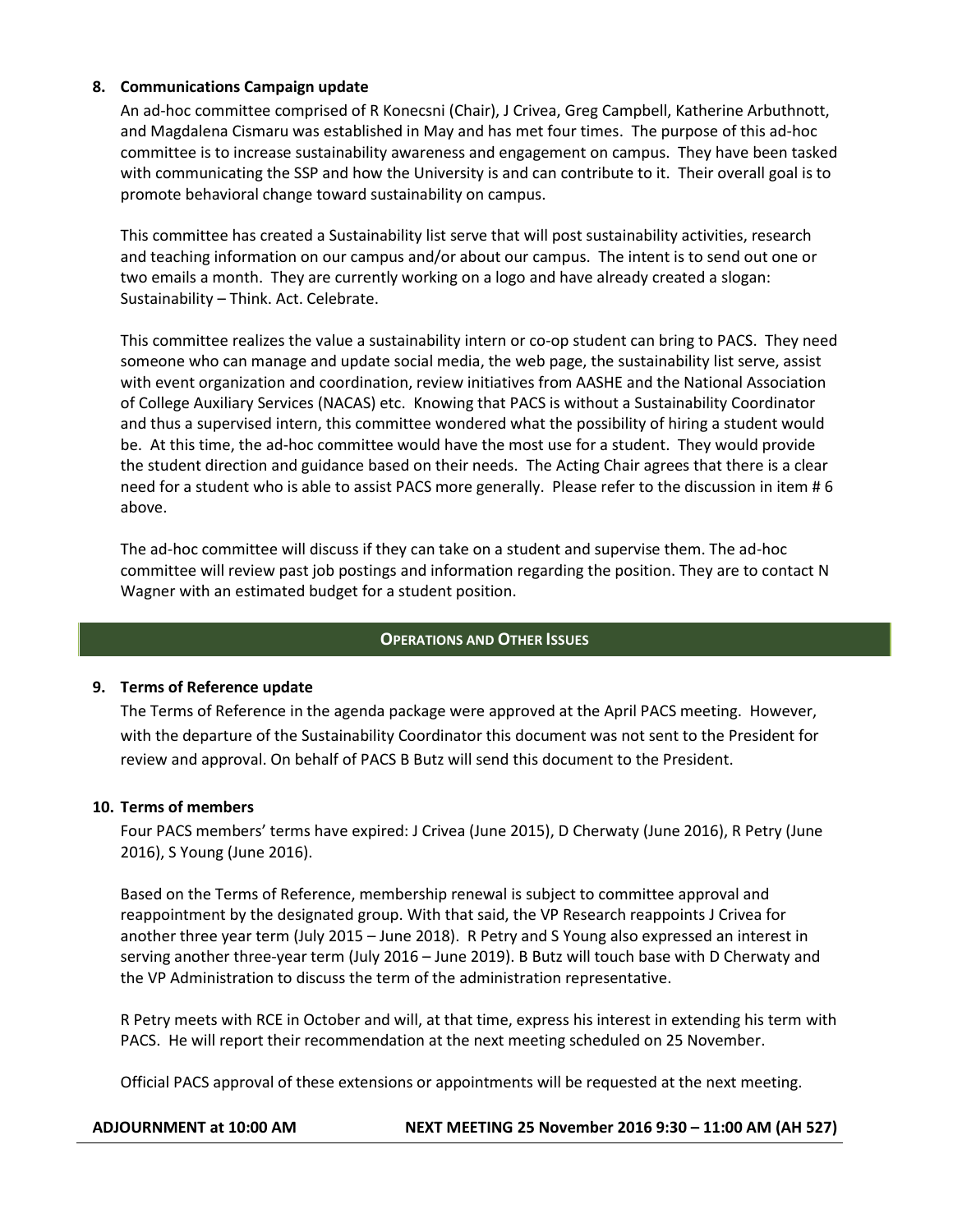**8. Communications Campaign update**

An ad-hoc committee comprised of R Konecsni (Chair), J Crivea, Greg Campbell, Katherine Arbuthnott, and Magdalena Cismaru was established in May and has met four times. The purpose of this ad-hoc committee is to increase sustainability awareness and engagement on campus. They have been tasked with communicating the SSP and how the University is and can contribute to it. Their overall goal is to promote behavioral change toward sustainability on campus.

This committee has created a Sustainability list serve that will post sustainability activities, research and teaching information on our campus and/or about our campus. The intent is to send out one or two emails a month. They are currently working on a logo and have already created a slogan: Sustainability – Think. Act. Celebrate.

This committee realizes the value a sustainability intern or co-op student can bring to PACS. They need someone who can manage and update social media, the web page, the sustainability list serve, assist with event organization and coordination, review initiatives from AASHE and the National Association of College Auxiliary Services (NACAS) etc. Knowing that PACS is without a Sustainability Coordinator and thus a supervised intern, this committee wondered what the possibility of hiring a student would be. At this time, the ad-hoc committee would have the most use for a student. They would provide the student direction and guidance based on their needs. The Acting Chair agrees that there is a clear need for a student who is able to assist PACS more generally. Please refer to the discussion in item # 6 above.

The ad-hoc committee will discuss if they can take on a student and supervise them. The ad-hoc committee will review past job postings and information regarding the position. They are to contact N Wagner with an estimated budget for a student position.

## OPERATIONS AND OTHER ISSUES

**9. Terms of Reference update**

The Terms of Reference in the agenda package were approved at the April PACS meeting. However, with the departure of the Sustainability Coordinator this document was not sent to the President for review and approval. On behalf of PACS B Butz will send this document to the President.

**10. Terms of members**

Four PACS members' terms have expired: J Crivea (June 2015), D Cherwaty (June 2016), R Petry (June 2016), S Young (June 2016).

Based on the Terms of Reference, membership renewal is subject to committee approval and reappointment by the designated group. With that said, the VP Research reappoints J Crivea for another three year term (July 2015 – June 2018). R Petry and S Young also expressed an interest in serving another three-year term (July 2016 – June 2019). B Butz will touch base with D Cherwaty and the VP Administration to discuss the term of the administration representative.

R Petry meets with RCE in October and will, at that time, express his interest in extending his term with PACS. He will report their recommendation at the next meeting scheduled on 25 November.

Official PACS approval of these extensions or appointments will be requested at the next meeting.

**ADJOURNMENT at 10:00 AM** **NEXT MEETING 25 November 2016 9:30 – 11:00 AM (AH 527)**